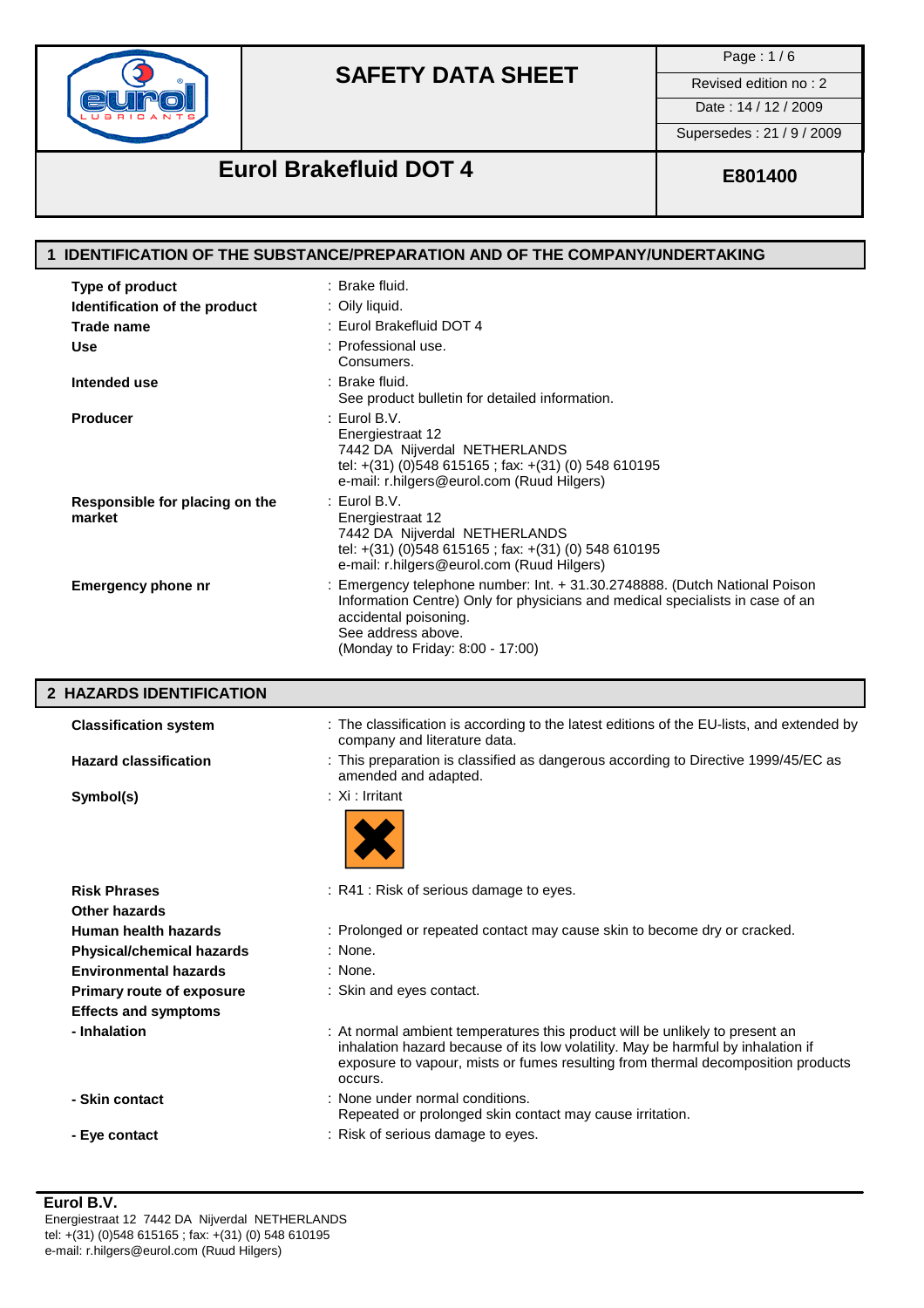# SAFETY DATA SHEET

| | |
|---|---|
| Revised edition no : 2 | |
| Date : 14 / 12 / 2009 | |
| Supersedes : 21 / 9 / 2009 | |

## Eurol Brakefluid DOT 4

**E801400**

## 1 IDENTIFICATION OF THE SUBSTANCE/PREPARATION AND OF THE COMPANY/UNDERTAKING

**Type of product** : Brake fluid.

**Identification of the product** : Oily liquid.

**Trade name** : Eurol Brakefluid DOT 4

**Use** : Professional use.
Consumers.

**Intended use** : Brake fluid.
See product bulletin for detailed information.

**Producer** : Eurol B.V.
Energiestraat 12
7442 DA Nijverdal NETHERLANDS
tel: +(31) (0)548 615165 ; fax: +(31) (0) 548 610195
e-mail: r.hilgers@eurol.com (Ruud Hilgers)

**Responsible for placing on the market** : Eurol B.V.
Energiestraat 12
7442 DA Nijverdal NETHERLANDS
tel: +(31) (0)548 615165 ; fax: +(31) (0) 548 610195
e-mail: r.hilgers@eurol.com (Ruud Hilgers)

**Emergency phone nr** : Emergency telephone number: Int. + 31.30.2748888. (Dutch National Poison Information Centre) Only for physicians and medical specialists in case of an accidental poisoning.
See address above.
(Monday to Friday: 8:00 - 17:00)

## 2 HAZARDS IDENTIFICATION

**Classification system** : The classification is according to the latest editions of the EU-lists, and extended by company and literature data.

**Hazard classification** : This preparation is classified as dangerous according to Directive 1999/45/EC as amended and adapted.

**Symbol(s)** : Xi : Irritant

**Risk Phrases** : R41 : Risk of serious damage to eyes.

**Other hazards**

**Human health hazards** : Prolonged or repeated contact may cause skin to become dry or cracked.

**Physical/chemical hazards** : None.

**Environmental hazards** : None.

**Primary route of exposure** : Skin and eyes contact.

**Effects and symptoms**

**- Inhalation** : At normal ambient temperatures this product will be unlikely to present an inhalation hazard because of its low volatility. May be harmful by inhalation if exposure to vapour, mists or fumes resulting from thermal decomposition products occurs.

**- Skin contact** : None under normal conditions.
Repeated or prolonged skin contact may cause irritation.

**- Eye contact** : Risk of serious damage to eyes.

**Eurol B.V.**
Energiestraat 12 7442 DA Nijverdal NETHERLANDS
tel: +(31) (0)548 615165 ; fax: +(31) (0) 548 610195
e-mail: r.hilgers@eurol.com (Ruud Hilgers)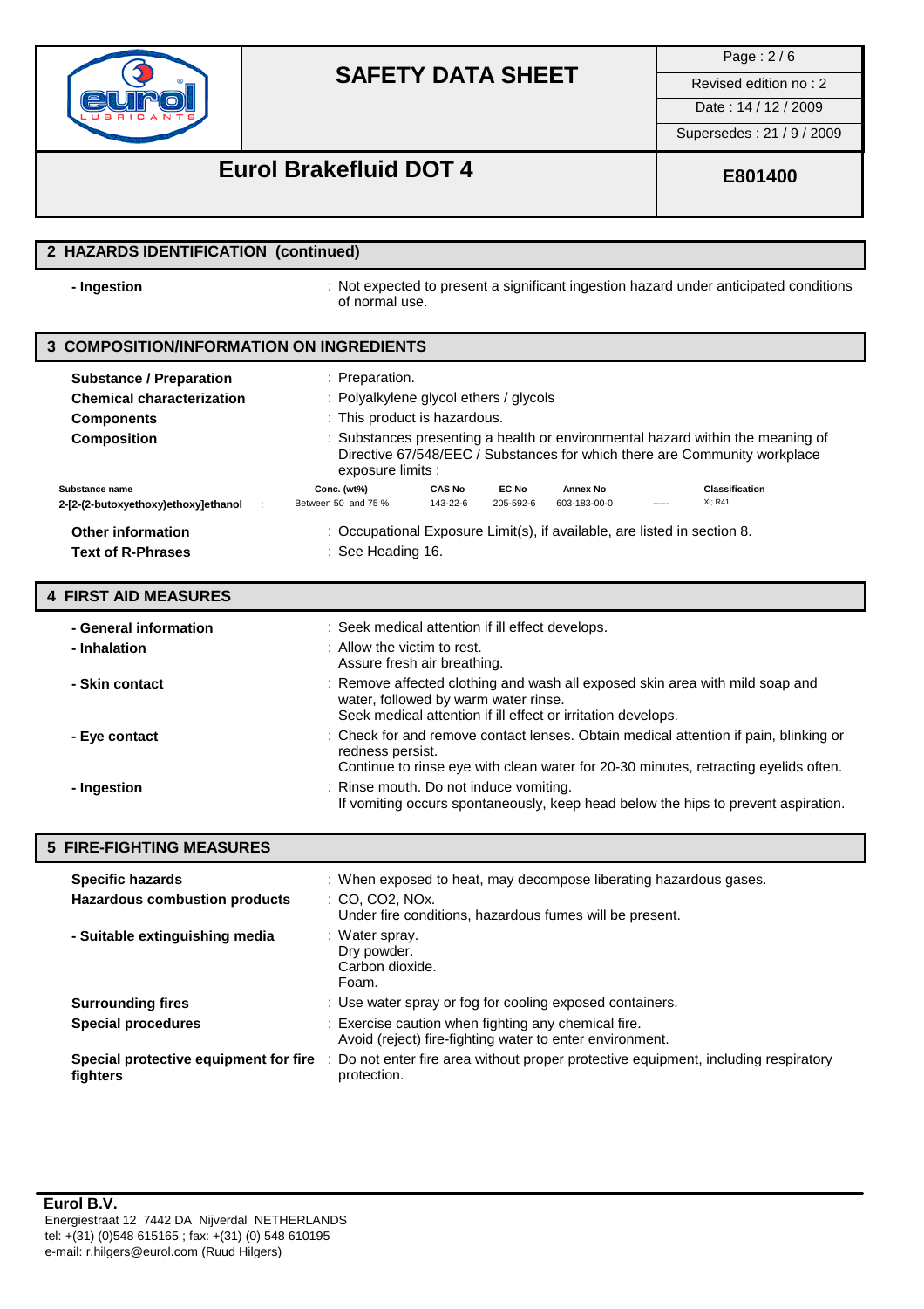## 2 HAZARDS IDENTIFICATION (continued)

**- Ingestion** : Not expected to present a significant ingestion hazard under anticipated conditions of normal use.

## 3 COMPOSITION/INFORMATION ON INGREDIENTS

**Substance / Preparation** : Preparation.

**Chemical characterization** : Polyalkylene glycol ethers / glycols

**Components** : This product is hazardous.

**Composition** : Substances presenting a health or environmental hazard within the meaning of Directive 67/548/EEC / Substances for which there are Community workplace exposure limits :

| Substance name | | Conc. (wt%) | CAS No | EC No | Annex No | | Classification |
|---|---|---|---|---|---|---|---|
| 2-[2-(2-butoxyethoxy)ethoxy]ethanol | : | Between 50 and 75 % | 143-22-6 | 205-592-6 | 603-183-00-0 | ----- | Xi; R41 |

**Other information** : Occupational Exposure Limit(s), if available, are listed in section 8.

**Text of R-Phrases** : See Heading 16.

## 4 FIRST AID MEASURES

**- General information** : Seek medical attention if ill effect develops.

**- Inhalation** : Allow the victim to rest.
Assure fresh air breathing.

**- Skin contact** : Remove affected clothing and wash all exposed skin area with mild soap and water, followed by warm water rinse.
Seek medical attention if ill effect or irritation develops.

**- Eye contact** : Check for and remove contact lenses. Obtain medical attention if pain, blinking or redness persist.
Continue to rinse eye with clean water for 20-30 minutes, retracting eyelids often.

**- Ingestion** : Rinse mouth. Do not induce vomiting.
If vomiting occurs spontaneously, keep head below the hips to prevent aspiration.

## 5 FIRE-FIGHTING MEASURES

**Specific hazards** : When exposed to heat, may decompose liberating hazardous gases.

**Hazardous combustion products** : CO, $CO_2$, $NO_x$.
Under fire conditions, hazardous fumes will be present.

**- Suitable extinguishing media** : Water spray.
Dry powder.
Carbon dioxide.
Foam.

**Surrounding fires** : Use water spray or fog for cooling exposed containers.

**Special procedures** : Exercise caution when fighting any chemical fire.
Avoid (reject) fire-fighting water to enter environment.

**Special protective equipment for fire fighters** : Do not enter fire area without proper protective equipment, including respiratory protection.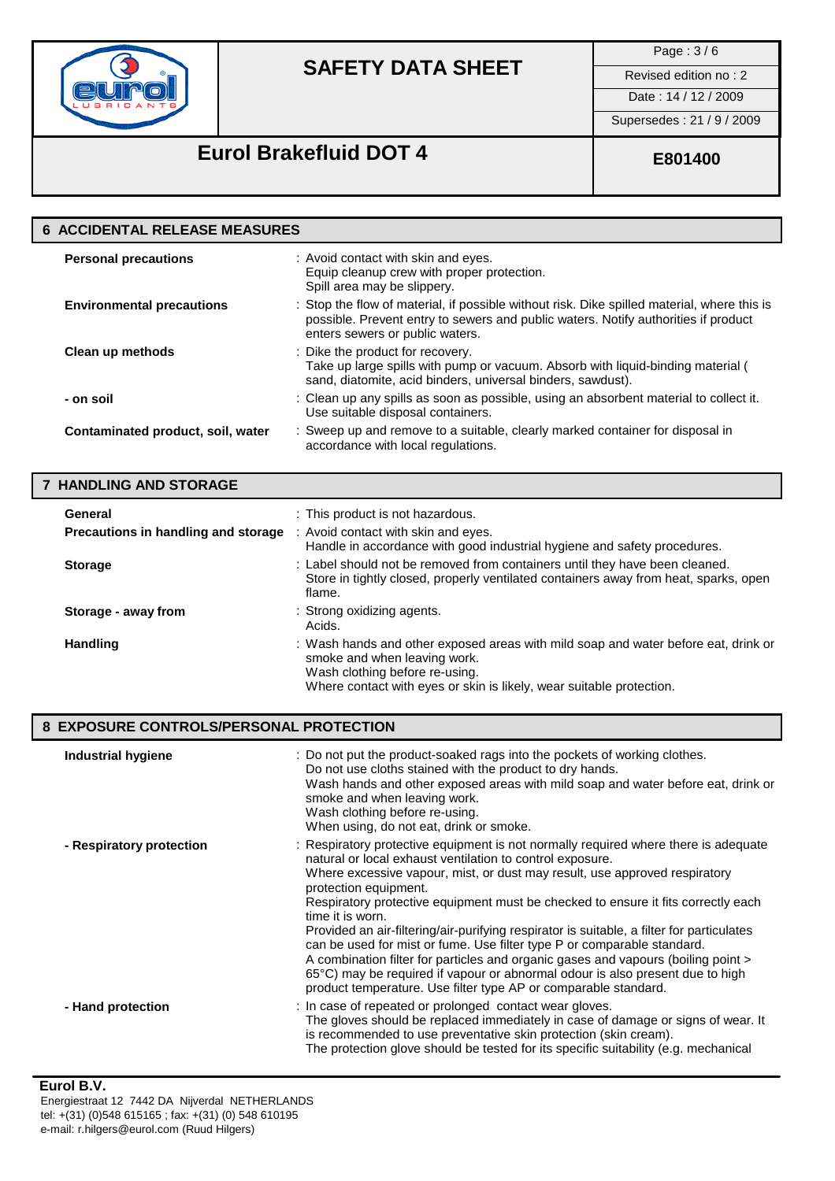## 6 ACCIDENTAL RELEASE MEASURES

| | |
|---|---|
| **Personal precautions** | : Avoid contact with skin and eyes. Equip cleanup crew with proper protection. Spill area may be slippery. |
| **Environmental precautions** | : Stop the flow of material, if possible without risk. Dike spilled material, where this is possible. Prevent entry to sewers and public waters. Notify authorities if product enters sewers or public waters. |
| **Clean up methods** | : Dike the product for recovery. Take up large spills with pump or vacuum. Absorb with liquid-binding material ( sand, diatomite, acid binders, universal binders, sawdust). |
| **- on soil** | : Clean up any spills as soon as possible, using an absorbent material to collect it. Use suitable disposal containers. |
| **Contaminated product, soil, water** | : Sweep up and remove to a suitable, clearly marked container for disposal in accordance with local regulations. |

## 7 HANDLING AND STORAGE

| | |
|---|---|
| **General** | : This product is not hazardous. |
| **Precautions in handling and storage** | : Avoid contact with skin and eyes. Handle in accordance with good industrial hygiene and safety procedures. |
| **Storage** | : Label should not be removed from containers until they have been cleaned. Store in tightly closed, properly ventilated containers away from heat, sparks, open flame. |
| **Storage - away from** | : Strong oxidizing agents. Acids. |
| **Handling** | : Wash hands and other exposed areas with mild soap and water before eat, drink or smoke and when leaving work. Wash clothing before re-using. Where contact with eyes or skin is likely, wear suitable protection. |

## 8 EXPOSURE CONTROLS/PERSONAL PROTECTION

| | |
|---|---|
| **Industrial hygiene** | : Do not put the product-soaked rags into the pockets of working clothes. Do not use cloths stained with the product to dry hands. Wash hands and other exposed areas with mild soap and water before eat, drink or smoke and when leaving work. Wash clothing before re-using. When using, do not eat, drink or smoke. |
| **- Respiratory protection** | : Respiratory protective equipment is not normally required where there is adequate natural or local exhaust ventilation to control exposure. Where excessive vapour, mist, or dust may result, use approved respiratory protection equipment. Respiratory protective equipment must be checked to ensure it fits correctly each time it is worn. Provided an air-filtering/air-purifying respirator is suitable, a filter for particulates can be used for mist or fume. Use filter type P or comparable standard. A combination filter for particles and organic gases and vapours (boiling point > 65°C) may be required if vapour or abnormal odour is also present due to high product temperature. Use filter type AP or comparable standard. |
| **- Hand protection** | : In case of repeated or prolonged contact wear gloves. The gloves should be replaced immediately in case of damage or signs of wear. It is recommended to use preventative skin protection (skin cream). The protection glove should be tested for its specific suitability (e.g. mechanical |

**Eurol B.V.**
Energiestraat 12 7442 DA Nijverdal NETHERLANDS
tel: +(31) (0)548 615165 ; fax: +(31) (0) 548 610195
e-mail: r.hilgers@eurol.com (Ruud Hilgers)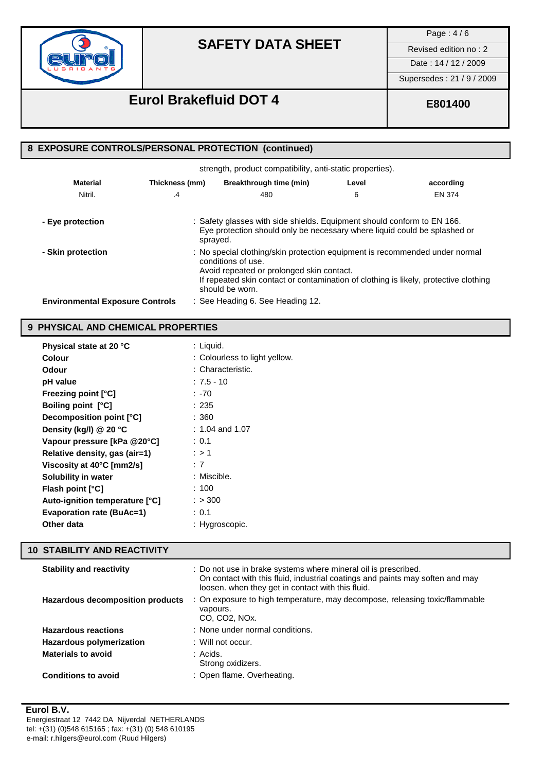## 8 EXPOSURE CONTROLS/PERSONAL PROTECTION (continued)

strength, product compatibility, anti-static properties).

| Material | Thickness (mm) | Breakthrough time (min) | Level | according |
|---|---|---|---|---|
| Nitril. | .4 | 480 | 6 | EN 374 |

**- Eye protection** : Safety glasses with side shields. Equipment should conform to EN 166. Eye protection should only be necessary where liquid could be splashed or sprayed.

**- Skin protection** : No special clothing/skin protection equipment is recommended under normal conditions of use.
Avoid repeated or prolonged skin contact.
If repeated skin contact or contamination of clothing is likely, protective clothing should be worn.

**Environmental Exposure Controls** : See Heading 6. See Heading 12.

## 9 PHYSICAL AND CHEMICAL PROPERTIES

**Physical state at 20 °C** : Liquid.
**Colour** : Colourless to light yellow.
**Odour** : Characteristic.
**pH value** : 7.5 - 10
**Freezing point [°C]** : -70
**Boiling point [°C]** : 235
**Decomposition point [°C]** : 360
**Density (kg/l) @ 20 °C** : 1.04 and 1.07
**Vapour pressure [kPa @20°C]** : 0.1
**Relative density, gas (air=1)** : > 1
**Viscosity at 40°C [mm2/s]** : 7
**Solubility in water** : Miscible.
**Flash point [°C]** : 100
**Auto-ignition temperature [°C]** : > 300
**Evaporation rate (BuAc=1)** : 0.1
**Other data** : Hygroscopic.

## 10 STABILITY AND REACTIVITY

**Stability and reactivity** : Do not use in brake systems where mineral oil is prescribed.
On contact with this fluid, industrial coatings and paints may soften and may loosen. when they get in contact with this fluid.

**Hazardous decomposition products** : On exposure to high temperature, may decompose, releasing toxic/flammable vapours.
CO, $CO_2$, $NO_x$.

**Hazardous reactions** : None under normal conditions.
**Hazardous polymerization** : Will not occur.
**Materials to avoid** : Acids.
Strong oxidizers.

**Conditions to avoid** : Open flame. Overheating.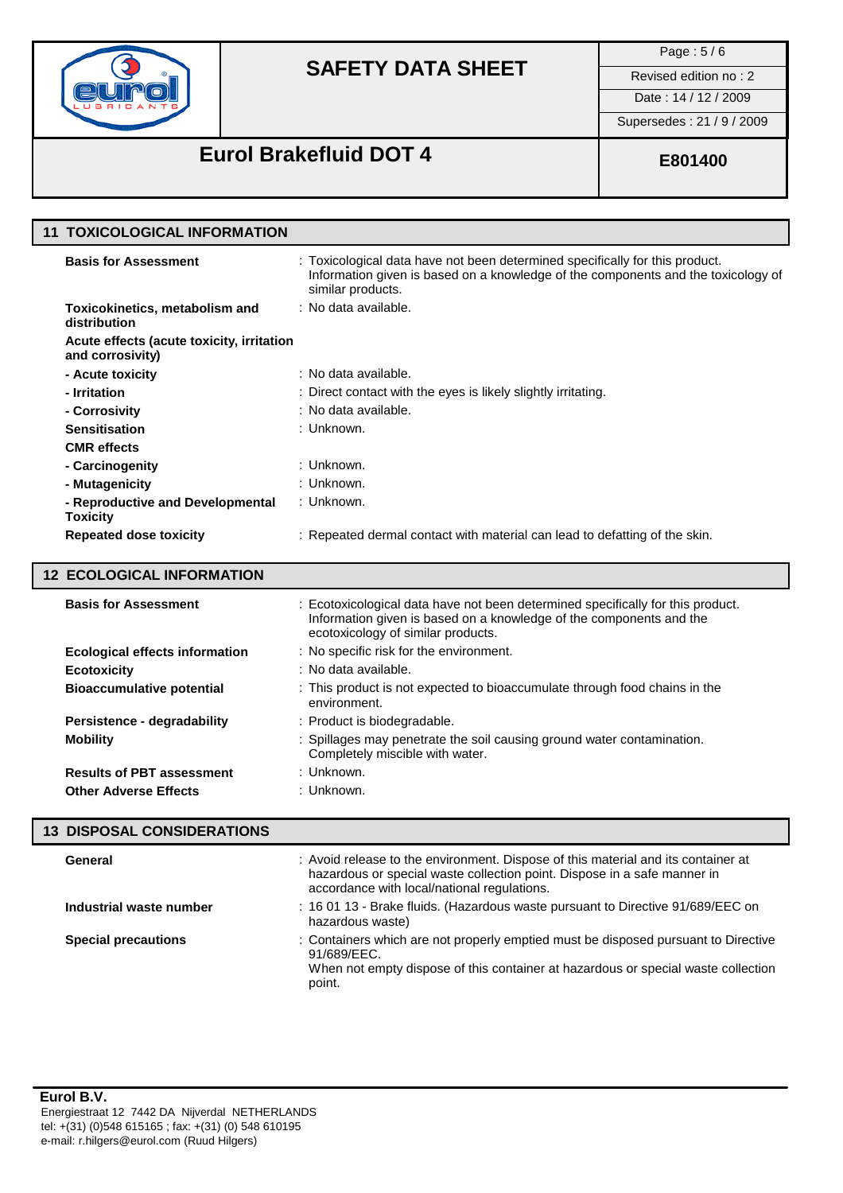## 11 TOXICOLOGICAL INFORMATION

| | |
|---|---|
| **Basis for Assessment** | : Toxicological data have not been determined specifically for this product. Information given is based on a knowledge of the components and the toxicology of similar products. |
| **Toxicokinetics, metabolism and distribution** | : No data available. |
| **Acute effects (acute toxicity, irritation and corrosivity)** | |
| **- Acute toxicity** | : No data available. |
| **- Irritation** | : Direct contact with the eyes is likely slightly irritating. |
| **- Corrosivity** | : No data available. |
| **Sensitisation** | : Unknown. |
| **CMR effects** | |
| **- Carcinogenity** | : Unknown. |
| **- Mutagenicity** | : Unknown. |
| **- Reproductive and Developmental Toxicity** | : Unknown. |
| **Repeated dose toxicity** | : Repeated dermal contact with material can lead to defatting of the skin. |

## 12 ECOLOGICAL INFORMATION

| | |
|---|---|
| **Basis for Assessment** | : Ecotoxicological data have not been determined specifically for this product. Information given is based on a knowledge of the components and the ecotoxicology of similar products. |
| **Ecological effects information** | : No specific risk for the environment. |
| **Ecotoxicity** | : No data available. |
| **Bioaccumulative potential** | : This product is not expected to bioaccumulate through food chains in the environment. |
| **Persistence - degradability** | : Product is biodegradable. |
| **Mobility** | : Spillages may penetrate the soil causing ground water contamination. Completely miscible with water. |
| **Results of PBT assessment** | : Unknown. |
| **Other Adverse Effects** | : Unknown. |

## 13 DISPOSAL CONSIDERATIONS

| | |
|---|---|
| **General** | : Avoid release to the environment. Dispose of this material and its container at hazardous or special waste collection point. Dispose in a safe manner in accordance with local/national regulations. |
| **Industrial waste number** | : 16 01 13 - Brake fluids. (Hazardous waste pursuant to Directive 91/689/EEC on hazardous waste) |
| **Special precautions** | : Containers which are not properly emptied must be disposed pursuant to Directive 91/689/EEC. When not empty dispose of this container at hazardous or special waste collection point. |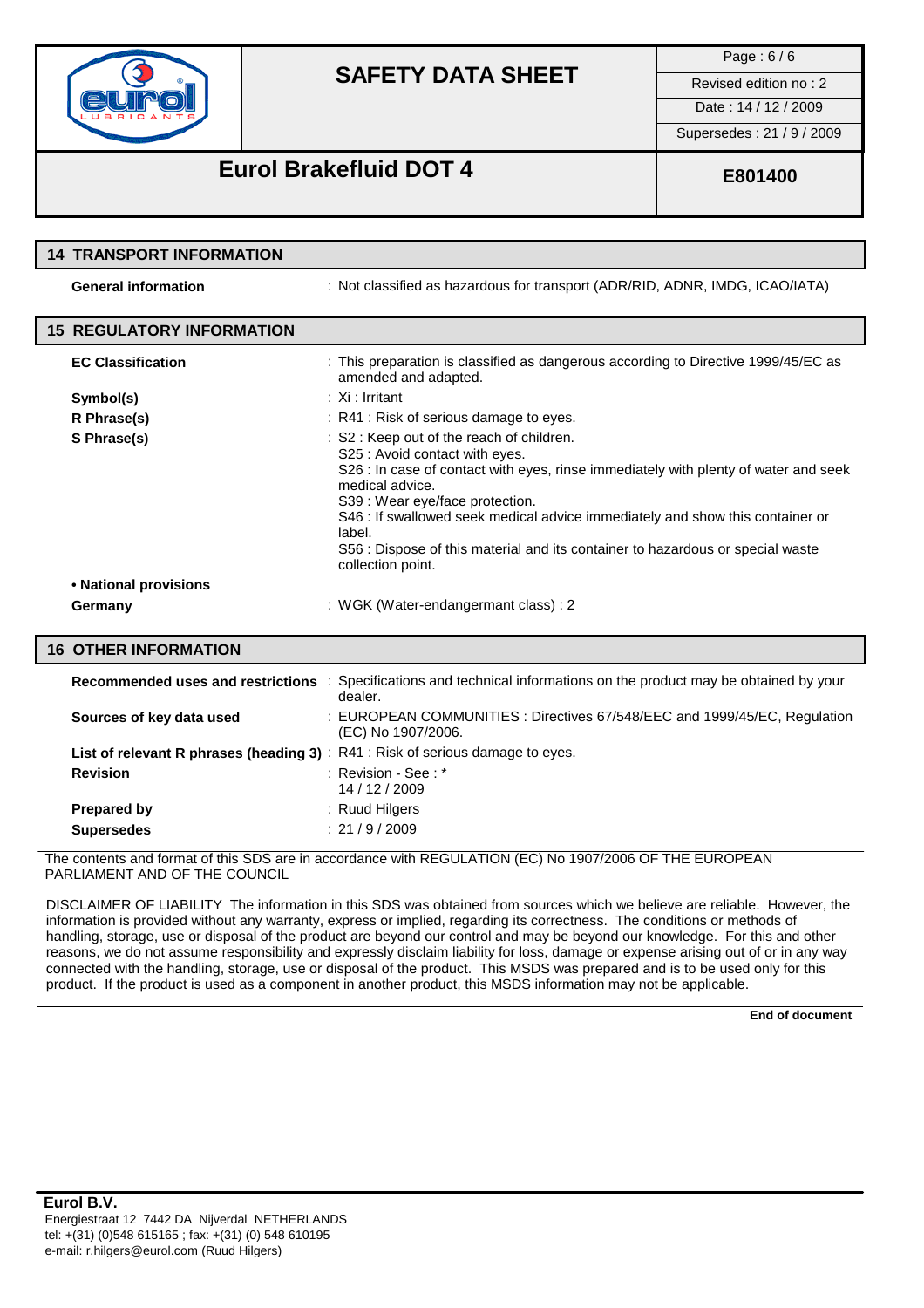## 14 TRANSPORT INFORMATION

| | |
|---|---|
| **General information** | : Not classified as hazardous for transport (ADR/RID, ADNR, IMDG, ICAO/IATA) |

## 15 REGULATORY INFORMATION

| | |
|---|---|
| **EC Classification** | : This preparation is classified as dangerous according to Directive 1999/45/EC as amended and adapted. |
| **Symbol(s)** | : Xi : Irritant |
| **R Phrase(s)** | : R41 : Risk of serious damage to eyes. |
| **S Phrase(s)** | : S2 : Keep out of the reach of children.<br>S25 : Avoid contact with eyes.<br>S26 : In case of contact with eyes, rinse immediately with plenty of water and seek medical advice.<br>S39 : Wear eye/face protection.<br>S46 : If swallowed seek medical advice immediately and show this container or label.<br>S56 : Dispose of this material and its container to hazardous or special waste collection point. |
| **• National provisions** | |
| **Germany** | : WGK (Water-endangermant class) : 2 |

## 16 OTHER INFORMATION

| | |
|---|---|
| **Recommended uses and restrictions** | : Specifications and technical informations on the product may be obtained by your dealer. |
| **Sources of key data used** | : EUROPEAN COMMUNITIES : Directives 67/548/EEC and 1999/45/EC, Regulation (EC) No 1907/2006. |
| **List of relevant R phrases (heading 3)** | : R41 : Risk of serious damage to eyes. |
| **Revision** | : Revision - See : *<br>14 / 12 / 2009 |
| **Prepared by** | : Ruud Hilgers |
| **Supersedes** | : 21 / 9 / 2009 |

The contents and format of this SDS are in accordance with REGULATION (EC) No 1907/2006 OF THE EUROPEAN PARLIAMENT AND OF THE COUNCIL

DISCLAIMER OF LIABILITY The information in this SDS was obtained from sources which we believe are reliable. However, the information is provided without any warranty, express or implied, regarding its correctness. The conditions or methods of handling, storage, use or disposal of the product are beyond our control and may be beyond our knowledge. For this and other reasons, we do not assume responsibility and expressly disclaim liability for loss, damage or expense arising out of or in any way connected with the handling, storage, use or disposal of the product. This MSDS was prepared and is to be used only for this product. If the product is used as a component in another product, this MSDS information may not be applicable.

**End of document**